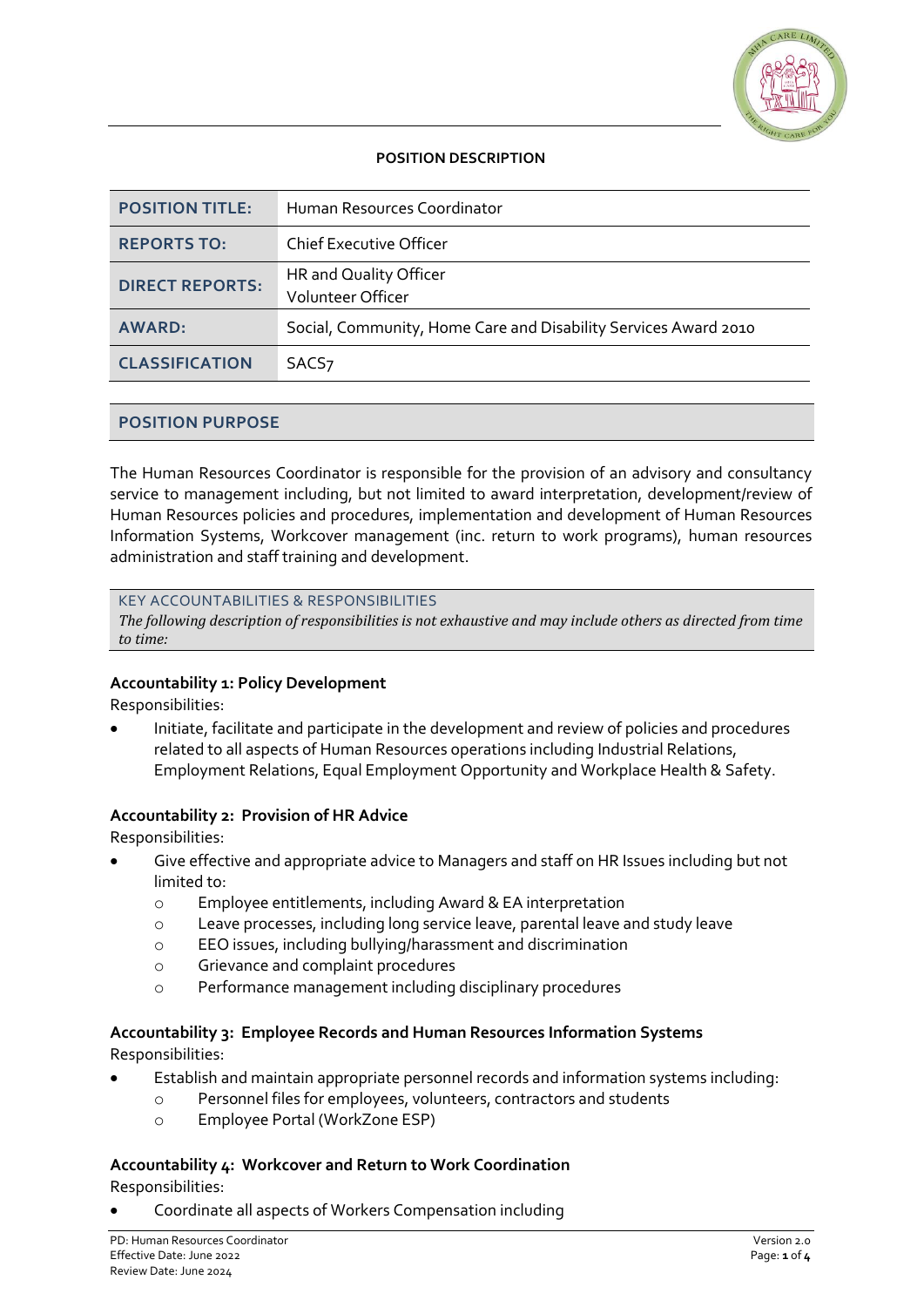**POSITION DESCRIPTION**

| | |
|---|---|
| **POSITION TITLE:** | Human Resources Coordinator |
| **REPORTS TO:** | Chief Executive Officer |
| **DIRECT REPORTS:** | HR and Quality Officer<br>Volunteer Officer |
| **AWARD:** | Social, Community, Home Care and Disability Services Award 2010 |
| **CLASSIFICATION** | SACS7 |

## POSITION PURPOSE

The Human Resources Coordinator is responsible for the provision of an advisory and consultancy service to management including, but not limited to award interpretation, development/review of Human Resources policies and procedures, implementation and development of Human Resources Information Systems, Workcover management (inc. return to work programs), human resources administration and staff training and development.

## KEY ACCOUNTABILITIES & RESPONSIBILITIES

*The following description of responsibilities is not exhaustive and may include others as directed from time to time:*

**Accountability 1: Policy Development**

Responsibilities:

- Initiate, facilitate and participate in the development and review of policies and procedures related to all aspects of Human Resources operations including Industrial Relations, Employment Relations, Equal Employment Opportunity and Workplace Health & Safety.

**Accountability 2: Provision of HR Advice**

Responsibilities:

- Give effective and appropriate advice to Managers and staff on HR Issues including but not limited to:
  - Employee entitlements, including Award & EA interpretation
  - Leave processes, including long service leave, parental leave and study leave
  - EEO issues, including bullying/harassment and discrimination
  - Grievance and complaint procedures
  - Performance management including disciplinary procedures

**Accountability 3: Employee Records and Human Resources Information Systems**

Responsibilities:

- Establish and maintain appropriate personnel records and information systems including:
  - Personnel files for employees, volunteers, contractors and students
  - Employee Portal (WorkZone ESP)

**Accountability 4: Workcover and Return to Work Coordination**

Responsibilities:

- Coordinate all aspects of Workers Compensation including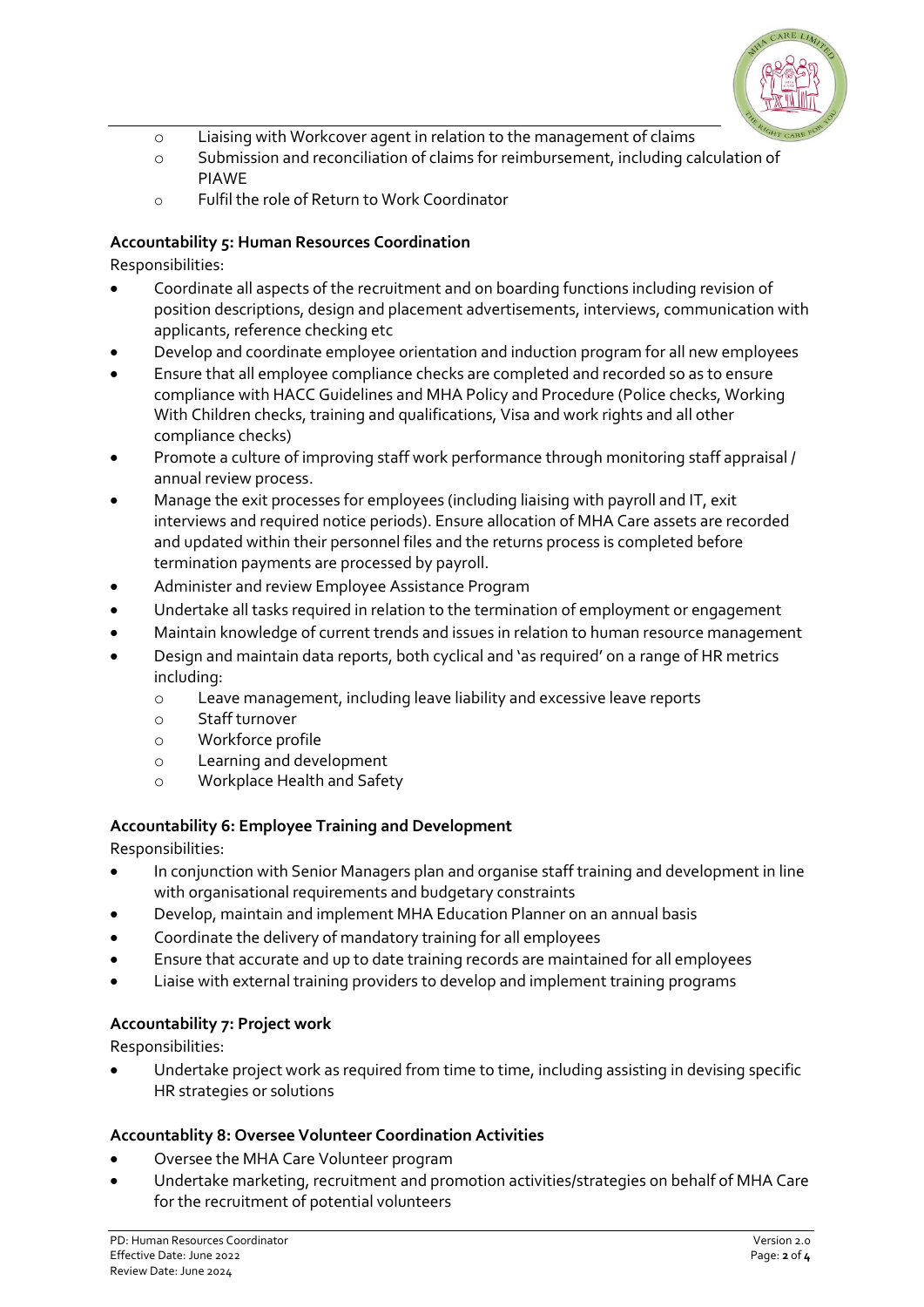- Liaising with Workcover agent in relation to the management of claims
- Submission and reconciliation of claims for reimbursement, including calculation of PIAWE
- Fulfil the role of Return to Work Coordinator

**Accountability 5: Human Resources Coordination**

Responsibilities:

- Coordinate all aspects of the recruitment and on boarding functions including revision of position descriptions, design and placement advertisements, interviews, communication with applicants, reference checking etc
- Develop and coordinate employee orientation and induction program for all new employees
- Ensure that all employee compliance checks are completed and recorded so as to ensure compliance with HACC Guidelines and MHA Policy and Procedure (Police checks, Working With Children checks, training and qualifications, Visa and work rights and all other compliance checks)
- Promote a culture of improving staff work performance through monitoring staff appraisal / annual review process.
- Manage the exit processes for employees (including liaising with payroll and IT, exit interviews and required notice periods). Ensure allocation of MHA Care assets are recorded and updated within their personnel files and the returns process is completed before termination payments are processed by payroll.
- Administer and review Employee Assistance Program
- Undertake all tasks required in relation to the termination of employment or engagement
- Maintain knowledge of current trends and issues in relation to human resource management
- Design and maintain data reports, both cyclical and 'as required' on a range of HR metrics including:
  - Leave management, including leave liability and excessive leave reports
  - Staff turnover
  - Workforce profile
  - Learning and development
  - Workplace Health and Safety

**Accountability 6: Employee Training and Development**

Responsibilities:

- In conjunction with Senior Managers plan and organise staff training and development in line with organisational requirements and budgetary constraints
- Develop, maintain and implement MHA Education Planner on an annual basis
- Coordinate the delivery of mandatory training for all employees
- Ensure that accurate and up to date training records are maintained for all employees
- Liaise with external training providers to develop and implement training programs

**Accountability 7: Project work**

Responsibilities:

- Undertake project work as required from time to time, including assisting in devising specific HR strategies or solutions

**Accountablity 8: Oversee Volunteer Coordination Activities**

- Oversee the MHA Care Volunteer program
- Undertake marketing, recruitment and promotion activities/strategies on behalf of MHA Care for the recruitment of potential volunteers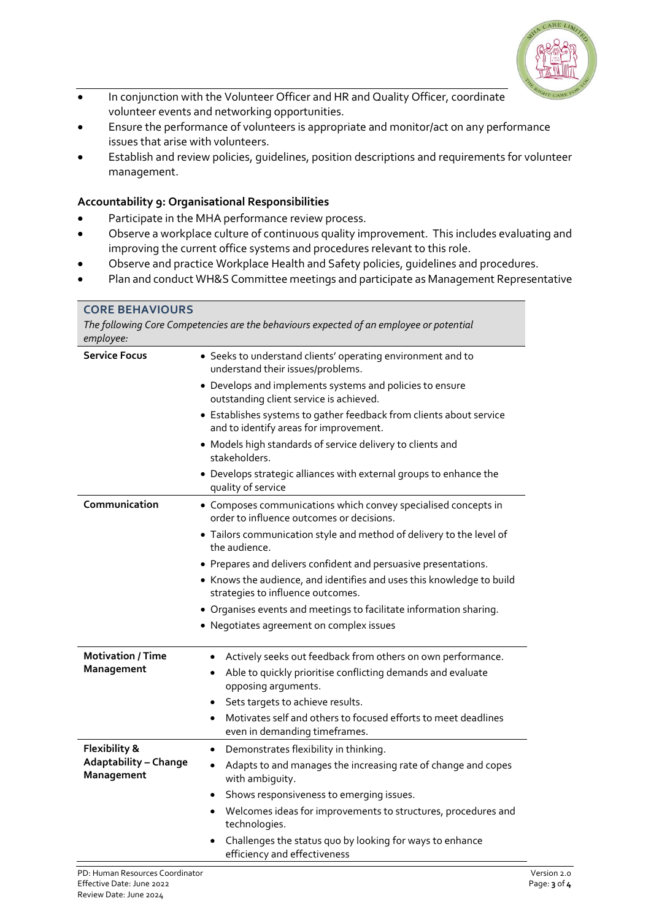- In conjunction with the Volunteer Officer and HR and Quality Officer, coordinate volunteer events and networking opportunities.
- Ensure the performance of volunteers is appropriate and monitor/act on any performance issues that arise with volunteers.
- Establish and review policies, guidelines, position descriptions and requirements for volunteer management.

**Accountability 9: Organisational Responsibilities**

- Participate in the MHA performance review process.
- Observe a workplace culture of continuous quality improvement. This includes evaluating and improving the current office systems and procedures relevant to this role.
- Observe and practice Workplace Health and Safety policies, guidelines and procedures.
- Plan and conduct WH&S Committee meetings and participate as Management Representative

## CORE BEHAVIOURS

*The following Core Competencies are the behaviours expected of an employee or potential employee:*

| | |
|---|---|
| **Service Focus** | • Seeks to understand clients' operating environment and to understand their issues/problems.<br>• Develops and implements systems and policies to ensure outstanding client service is achieved.<br>• Establishes systems to gather feedback from clients about service and to identify areas for improvement.<br>• Models high standards of service delivery to clients and stakeholders.<br>• Develops strategic alliances with external groups to enhance the quality of service |
| **Communication** | • Composes communications which convey specialised concepts in order to influence outcomes or decisions.<br>• Tailors communication style and method of delivery to the level of the audience.<br>• Prepares and delivers confident and persuasive presentations.<br>• Knows the audience, and identifies and uses this knowledge to build strategies to influence outcomes.<br>• Organises events and meetings to facilitate information sharing.<br>• Negotiates agreement on complex issues |
| **Motivation / Time Management** | • Actively seeks out feedback from others on own performance.<br>• Able to quickly prioritise conflicting demands and evaluate opposing arguments.<br>• Sets targets to achieve results.<br>• Motivates self and others to focused efforts to meet deadlines even in demanding timeframes. |
| **Flexibility & Adaptability – Change Management** | • Demonstrates flexibility in thinking.<br>• Adapts to and manages the increasing rate of change and copes with ambiguity.<br>• Shows responsiveness to emerging issues.<br>• Welcomes ideas for improvements to structures, procedures and technologies.<br>• Challenges the status quo by looking for ways to enhance efficiency and effectiveness |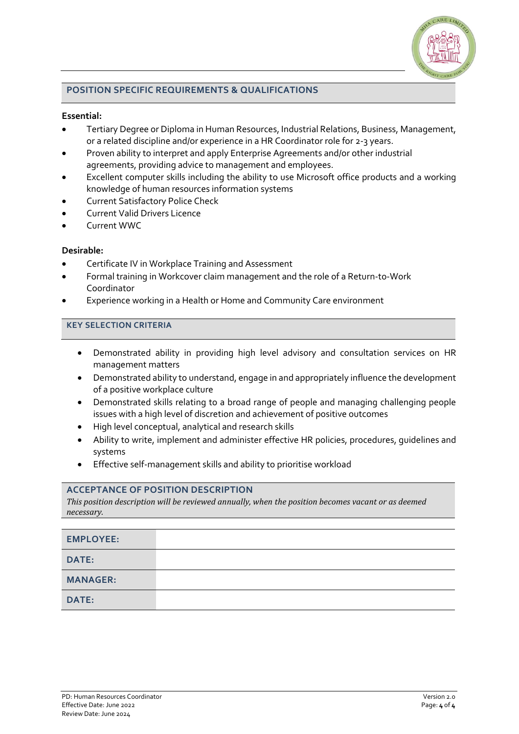## POSITION SPECIFIC REQUIREMENTS & QUALIFICATIONS

**Essential:**

- Tertiary Degree or Diploma in Human Resources, Industrial Relations, Business, Management, or a related discipline and/or experience in a HR Coordinator role for 2-3 years.
- Proven ability to interpret and apply Enterprise Agreements and/or other industrial agreements, providing advice to management and employees.
- Excellent computer skills including the ability to use Microsoft office products and a working knowledge of human resources information systems
- Current Satisfactory Police Check
- Current Valid Drivers Licence
- Current WWC

**Desirable:**

- Certificate IV in Workplace Training and Assessment
- Formal training in Workcover claim management and the role of a Return-to-Work Coordinator
- Experience working in a Health or Home and Community Care environment

## KEY SELECTION CRITERIA

- Demonstrated ability in providing high level advisory and consultation services on HR management matters
- Demonstrated ability to understand, engage in and appropriately influence the development of a positive workplace culture
- Demonstrated skills relating to a broad range of people and managing challenging people issues with a high level of discretion and achievement of positive outcomes
- High level conceptual, analytical and research skills
- Ability to write, implement and administer effective HR policies, procedures, guidelines and systems
- Effective self-management skills and ability to prioritise workload

## ACCEPTANCE OF POSITION DESCRIPTION

*This position description will be reviewed annually, when the position becomes vacant or as deemed necessary.*

| | |
|---|---|
| **EMPLOYEE:** | |
| **DATE:** | |
| **MANAGER:** | |
| **DATE:** | |